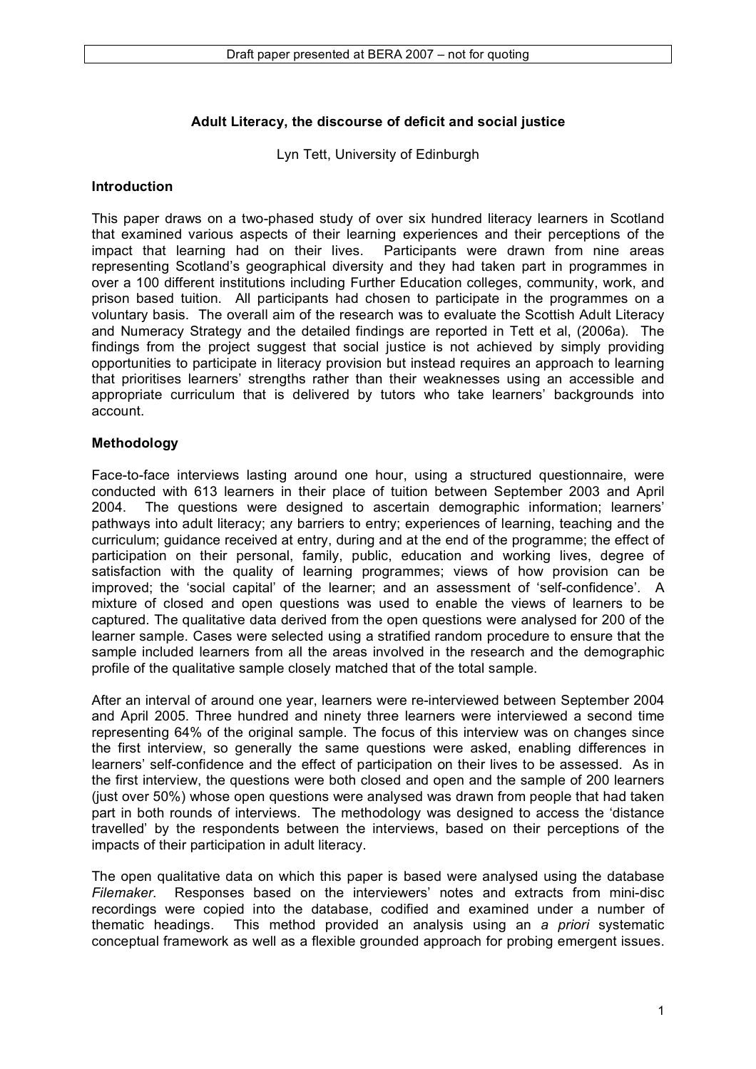Draft paper presented at BERA 2007 – not for quoting

# Adult Literacy, the discourse of deficit and social justice

Lyn Tett, University of Edinburgh

## Introduction

This paper draws on a two-phased study of over six hundred literacy learners in Scotland that examined various aspects of their learning experiences and their perceptions of the impact that learning had on their lives. Participants were drawn from nine areas representing Scotland's geographical diversity and they had taken part in programmes in over a 100 different institutions including Further Education colleges, community, work, and prison based tuition. All participants had chosen to participate in the programmes on a voluntary basis. The overall aim of the research was to evaluate the Scottish Adult Literacy and Numeracy Strategy and the detailed findings are reported in Tett et al, (2006a). The findings from the project suggest that social justice is not achieved by simply providing opportunities to participate in literacy provision but instead requires an approach to learning that prioritises learners' strengths rather than their weaknesses using an accessible and appropriate curriculum that is delivered by tutors who take learners' backgrounds into account.

## Methodology

Face-to-face interviews lasting around one hour, using a structured questionnaire, were conducted with 613 learners in their place of tuition between September 2003 and April 2004. The questions were designed to ascertain demographic information; learners' pathways into adult literacy; any barriers to entry; experiences of learning, teaching and the curriculum; guidance received at entry, during and at the end of the programme; the effect of participation on their personal, family, public, education and working lives, degree of satisfaction with the quality of learning programmes; views of how provision can be improved; the 'social capital' of the learner; and an assessment of 'self-confidence'. A mixture of closed and open questions was used to enable the views of learners to be captured. The qualitative data derived from the open questions were analysed for 200 of the learner sample. Cases were selected using a stratified random procedure to ensure that the sample included learners from all the areas involved in the research and the demographic profile of the qualitative sample closely matched that of the total sample.

After an interval of around one year, learners were re-interviewed between September 2004 and April 2005. Three hundred and ninety three learners were interviewed a second time representing 64% of the original sample. The focus of this interview was on changes since the first interview, so generally the same questions were asked, enabling differences in learners' self-confidence and the effect of participation on their lives to be assessed. As in the first interview, the questions were both closed and open and the sample of 200 learners (just over 50%) whose open questions were analysed was drawn from people that had taken part in both rounds of interviews. The methodology was designed to access the 'distance travelled' by the respondents between the interviews, based on their perceptions of the impacts of their participation in adult literacy.

The open qualitative data on which this paper is based were analysed using the database *Filemaker*. Responses based on the interviewers' notes and extracts from mini-disc recordings were copied into the database, codified and examined under a number of thematic headings. This method provided an analysis using an *a priori* systematic conceptual framework as well as a flexible grounded approach for probing emergent issues.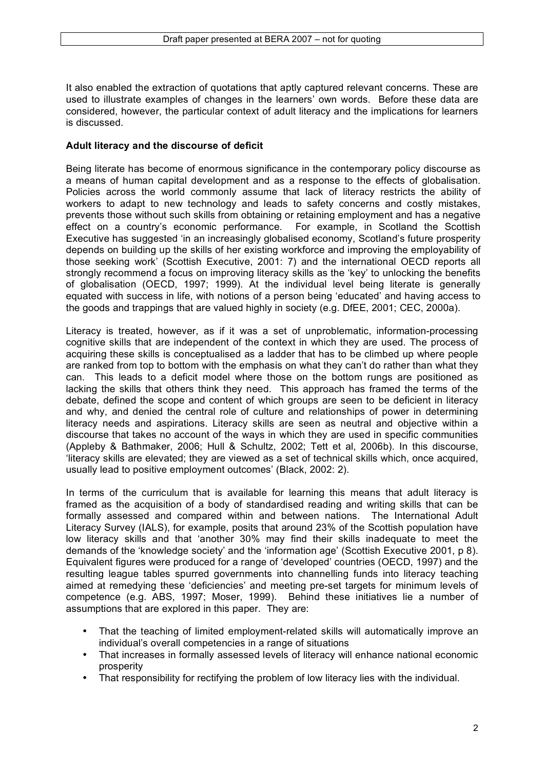It also enabled the extraction of quotations that aptly captured relevant concerns. These are used to illustrate examples of changes in the learners' own words. Before these data are considered, however, the particular context of adult literacy and the implications for learners is discussed.

**Adult literacy and the discourse of deficit**

Being literate has become of enormous significance in the contemporary policy discourse as a means of human capital development and as a response to the effects of globalisation. Policies across the world commonly assume that lack of literacy restricts the ability of workers to adapt to new technology and leads to safety concerns and costly mistakes, prevents those without such skills from obtaining or retaining employment and has a negative effect on a country's economic performance. For example, in Scotland the Scottish Executive has suggested 'in an increasingly globalised economy, Scotland's future prosperity depends on building up the skills of her existing workforce and improving the employability of those seeking work' (Scottish Executive, 2001: 7) and the international OECD reports all strongly recommend a focus on improving literacy skills as the 'key' to unlocking the benefits of globalisation (OECD, 1997; 1999). At the individual level being literate is generally equated with success in life, with notions of a person being 'educated' and having access to the goods and trappings that are valued highly in society (e.g. DfEE, 2001; CEC, 2000a).

Literacy is treated, however, as if it was a set of unproblematic, information-processing cognitive skills that are independent of the context in which they are used. The process of acquiring these skills is conceptualised as a ladder that has to be climbed up where people are ranked from top to bottom with the emphasis on what they can't do rather than what they can. This leads to a deficit model where those on the bottom rungs are positioned as lacking the skills that others think they need. This approach has framed the terms of the debate, defined the scope and content of which groups are seen to be deficient in literacy and why, and denied the central role of culture and relationships of power in determining literacy needs and aspirations. Literacy skills are seen as neutral and objective within a discourse that takes no account of the ways in which they are used in specific communities (Appleby & Bathmaker, 2006; Hull & Schultz, 2002; Tett et al, 2006b). In this discourse, 'literacy skills are elevated; they are viewed as a set of technical skills which, once acquired, usually lead to positive employment outcomes' (Black, 2002: 2).

In terms of the curriculum that is available for learning this means that adult literacy is framed as the acquisition of a body of standardised reading and writing skills that can be formally assessed and compared within and between nations. The International Adult Literacy Survey (IALS), for example, posits that around 23% of the Scottish population have low literacy skills and that 'another 30% may find their skills inadequate to meet the demands of the 'knowledge society' and the 'information age' (Scottish Executive 2001, p 8). Equivalent figures were produced for a range of 'developed' countries (OECD, 1997) and the resulting league tables spurred governments into channelling funds into literacy teaching aimed at remedying these 'deficiencies' and meeting pre-set targets for minimum levels of competence (e.g. ABS, 1997; Moser, 1999). Behind these initiatives lie a number of assumptions that are explored in this paper. They are:

- That the teaching of limited employment-related skills will automatically improve an individual's overall competencies in a range of situations
- That increases in formally assessed levels of literacy will enhance national economic prosperity
- That responsibility for rectifying the problem of low literacy lies with the individual.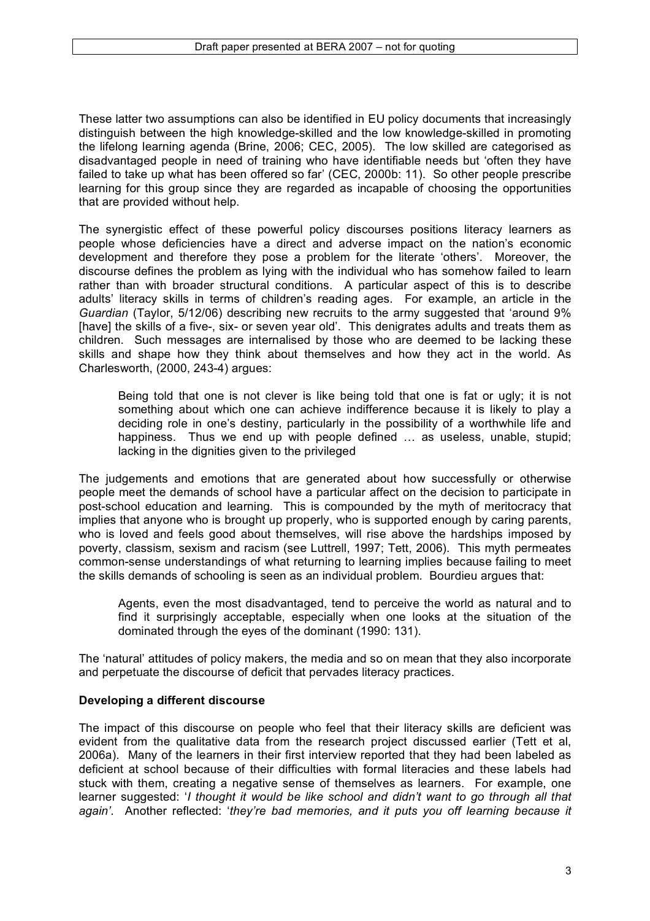These latter two assumptions can also be identified in EU policy documents that increasingly distinguish between the high knowledge-skilled and the low knowledge-skilled in promoting the lifelong learning agenda (Brine, 2006; CEC, 2005). The low skilled are categorised as disadvantaged people in need of training who have identifiable needs but 'often they have failed to take up what has been offered so far' (CEC, 2000b: 11). So other people prescribe learning for this group since they are regarded as incapable of choosing the opportunities that are provided without help.

The synergistic effect of these powerful policy discourses positions literacy learners as people whose deficiencies have a direct and adverse impact on the nation's economic development and therefore they pose a problem for the literate 'others'. Moreover, the discourse defines the problem as lying with the individual who has somehow failed to learn rather than with broader structural conditions. A particular aspect of this is to describe adults' literacy skills in terms of children's reading ages. For example, an article in the *Guardian* (Taylor, 5/12/06) describing new recruits to the army suggested that 'around 9% [have] the skills of a five-, six- or seven year old'. This denigrates adults and treats them as children. Such messages are internalised by those who are deemed to be lacking these skills and shape how they think about themselves and how they act in the world. As Charlesworth, (2000, 243-4) argues:

> Being told that one is not clever is like being told that one is fat or ugly; it is not something about which one can achieve indifference because it is likely to play a deciding role in one's destiny, particularly in the possibility of a worthwhile life and happiness. Thus we end up with people defined … as useless, unable, stupid; lacking in the dignities given to the privileged

The judgements and emotions that are generated about how successfully or otherwise people meet the demands of school have a particular affect on the decision to participate in post-school education and learning. This is compounded by the myth of meritocracy that implies that anyone who is brought up properly, who is supported enough by caring parents, who is loved and feels good about themselves, will rise above the hardships imposed by poverty, classism, sexism and racism (see Luttrell, 1997; Tett, 2006). This myth permeates common-sense understandings of what returning to learning implies because failing to meet the skills demands of schooling is seen as an individual problem. Bourdieu argues that:

> Agents, even the most disadvantaged, tend to perceive the world as natural and to find it surprisingly acceptable, especially when one looks at the situation of the dominated through the eyes of the dominant (1990: 131).

The 'natural' attitudes of policy makers, the media and so on mean that they also incorporate and perpetuate the discourse of deficit that pervades literacy practices.

**Developing a different discourse**

The impact of this discourse on people who feel that their literacy skills are deficient was evident from the qualitative data from the research project discussed earlier (Tett et al, 2006a). Many of the learners in their first interview reported that they had been labeled as deficient at school because of their difficulties with formal literacies and these labels had stuck with them, creating a negative sense of themselves as learners. For example, one learner suggested: '*I thought it would be like school and didn't want to go through all that again'*. Another reflected: '*they're bad memories, and it puts you off learning because it*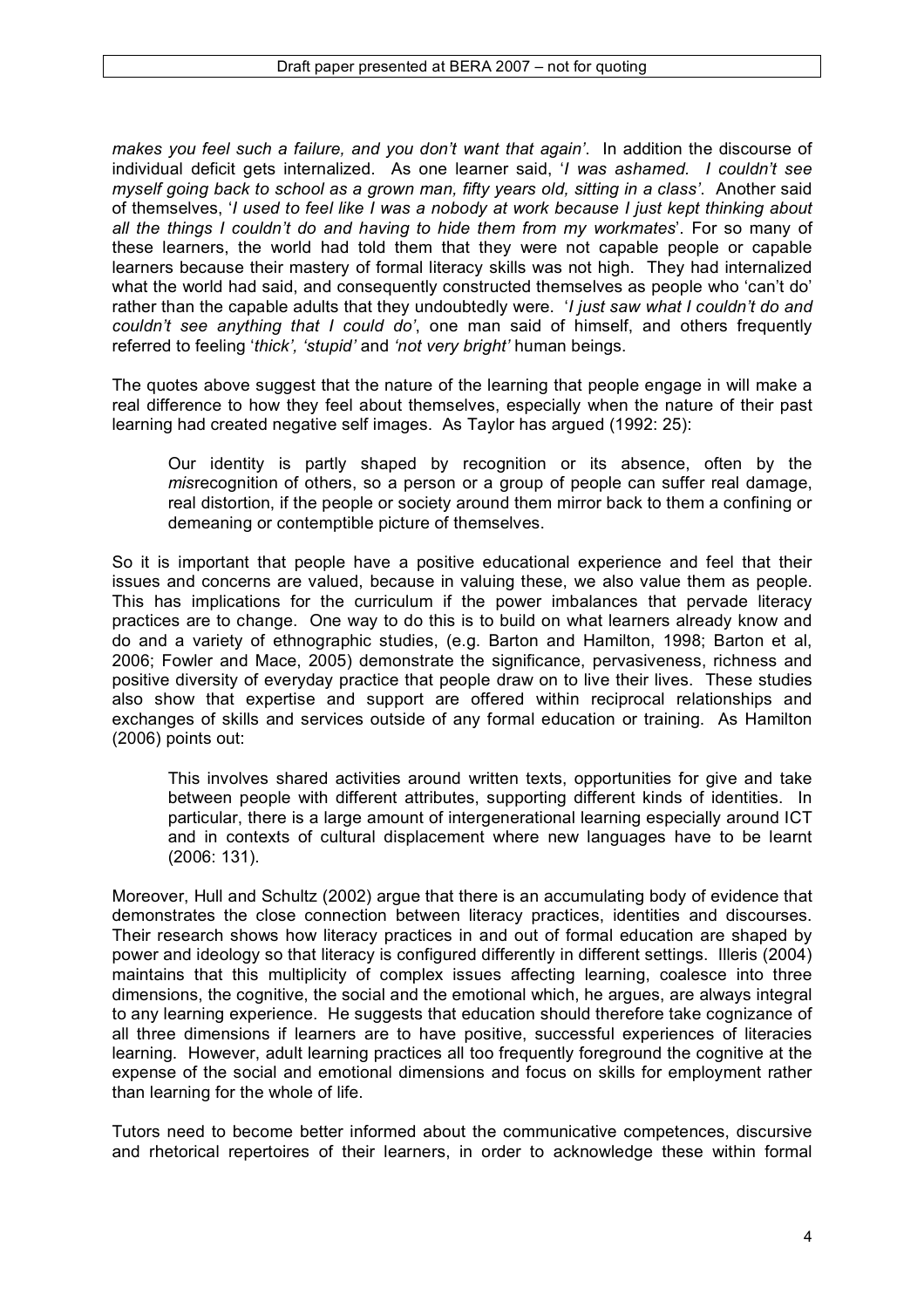*makes you feel such a failure, and you don't want that again'*. In addition the discourse of individual deficit gets internalized. As one learner said, '*I was ashamed. I couldn't see myself going back to school as a grown man, fifty years old, sitting in a class'*. Another said of themselves, '*I used to feel like I was a nobody at work because I just kept thinking about all the things I couldn't do and having to hide them from my workmates*'. For so many of these learners, the world had told them that they were not capable people or capable learners because their mastery of formal literacy skills was not high. They had internalized what the world had said, and consequently constructed themselves as people who 'can't do' rather than the capable adults that they undoubtedly were. '*I just saw what I couldn't do and couldn't see anything that I could do'*, one man said of himself, and others frequently referred to feeling '*thick', 'stupid'* and *'not very bright'* human beings.

The quotes above suggest that the nature of the learning that people engage in will make a real difference to how they feel about themselves, especially when the nature of their past learning had created negative self images. As Taylor has argued (1992: 25):

> Our identity is partly shaped by recognition or its absence, often by the *mis*recognition of others, so a person or a group of people can suffer real damage, real distortion, if the people or society around them mirror back to them a confining or demeaning or contemptible picture of themselves.

So it is important that people have a positive educational experience and feel that their issues and concerns are valued, because in valuing these, we also value them as people. This has implications for the curriculum if the power imbalances that pervade literacy practices are to change. One way to do this is to build on what learners already know and do and a variety of ethnographic studies, (e.g. Barton and Hamilton, 1998; Barton et al, 2006; Fowler and Mace, 2005) demonstrate the significance, pervasiveness, richness and positive diversity of everyday practice that people draw on to live their lives. These studies also show that expertise and support are offered within reciprocal relationships and exchanges of skills and services outside of any formal education or training. As Hamilton (2006) points out:

> This involves shared activities around written texts, opportunities for give and take between people with different attributes, supporting different kinds of identities. In particular, there is a large amount of intergenerational learning especially around ICT and in contexts of cultural displacement where new languages have to be learnt (2006: 131).

Moreover, Hull and Schultz (2002) argue that there is an accumulating body of evidence that demonstrates the close connection between literacy practices, identities and discourses. Their research shows how literacy practices in and out of formal education are shaped by power and ideology so that literacy is configured differently in different settings. Illeris (2004) maintains that this multiplicity of complex issues affecting learning, coalesce into three dimensions, the cognitive, the social and the emotional which, he argues, are always integral to any learning experience. He suggests that education should therefore take cognizance of all three dimensions if learners are to have positive, successful experiences of literacies learning. However, adult learning practices all too frequently foreground the cognitive at the expense of the social and emotional dimensions and focus on skills for employment rather than learning for the whole of life.

Tutors need to become better informed about the communicative competences, discursive and rhetorical repertoires of their learners, in order to acknowledge these within formal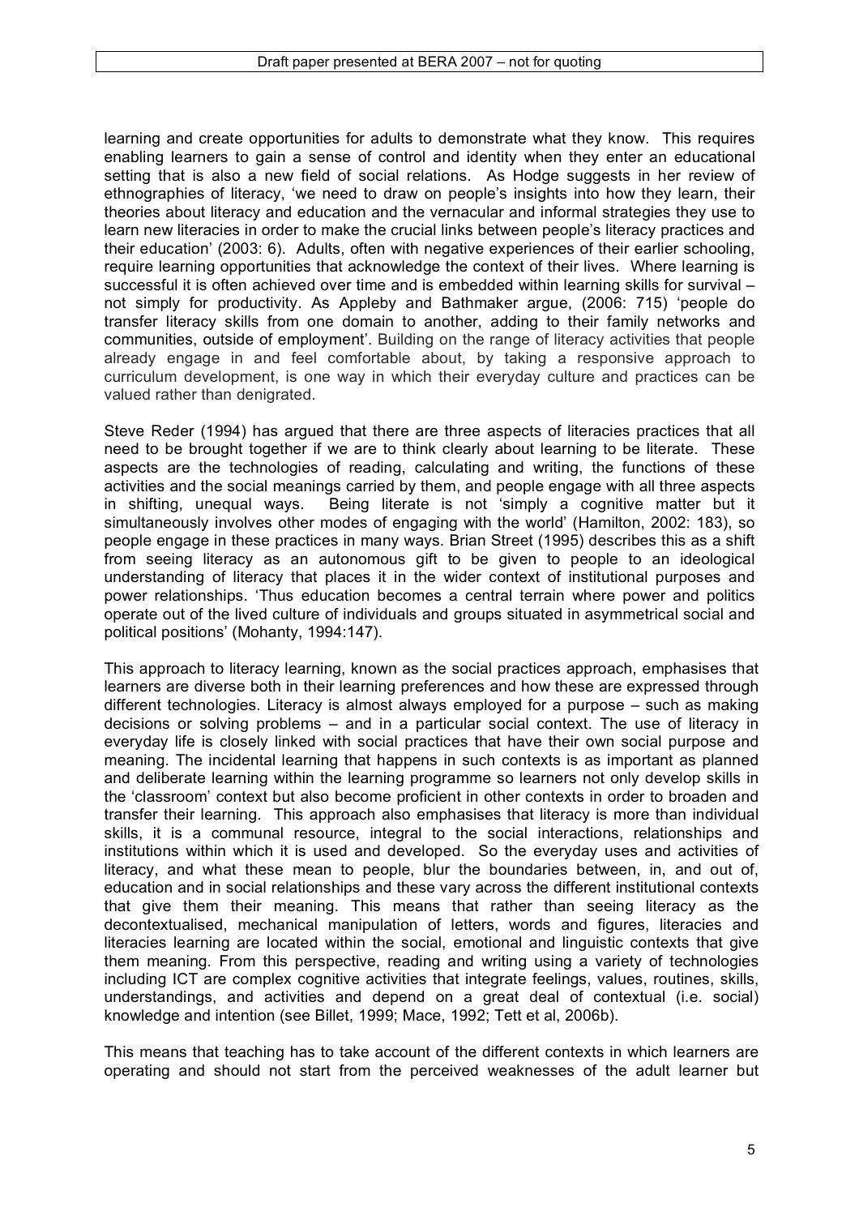learning and create opportunities for adults to demonstrate what they know. This requires enabling learners to gain a sense of control and identity when they enter an educational setting that is also a new field of social relations. As Hodge suggests in her review of ethnographies of literacy, 'we need to draw on people's insights into how they learn, their theories about literacy and education and the vernacular and informal strategies they use to learn new literacies in order to make the crucial links between people's literacy practices and their education' (2003: 6). Adults, often with negative experiences of their earlier schooling, require learning opportunities that acknowledge the context of their lives. Where learning is successful it is often achieved over time and is embedded within learning skills for survival – not simply for productivity. As Appleby and Bathmaker argue, (2006: 715) 'people do transfer literacy skills from one domain to another, adding to their family networks and communities, outside of employment'. Building on the range of literacy activities that people already engage in and feel comfortable about, by taking a responsive approach to curriculum development, is one way in which their everyday culture and practices can be valued rather than denigrated.

Steve Reder (1994) has argued that there are three aspects of literacies practices that all need to be brought together if we are to think clearly about learning to be literate. These aspects are the technologies of reading, calculating and writing, the functions of these activities and the social meanings carried by them, and people engage with all three aspects in shifting, unequal ways. Being literate is not 'simply a cognitive matter but it simultaneously involves other modes of engaging with the world' (Hamilton, 2002: 183), so people engage in these practices in many ways. Brian Street (1995) describes this as a shift from seeing literacy as an autonomous gift to be given to people to an ideological understanding of literacy that places it in the wider context of institutional purposes and power relationships. 'Thus education becomes a central terrain where power and politics operate out of the lived culture of individuals and groups situated in asymmetrical social and political positions' (Mohanty, 1994:147).

This approach to literacy learning, known as the social practices approach, emphasises that learners are diverse both in their learning preferences and how these are expressed through different technologies. Literacy is almost always employed for a purpose – such as making decisions or solving problems – and in a particular social context. The use of literacy in everyday life is closely linked with social practices that have their own social purpose and meaning. The incidental learning that happens in such contexts is as important as planned and deliberate learning within the learning programme so learners not only develop skills in the 'classroom' context but also become proficient in other contexts in order to broaden and transfer their learning. This approach also emphasises that literacy is more than individual skills, it is a communal resource, integral to the social interactions, relationships and institutions within which it is used and developed. So the everyday uses and activities of literacy, and what these mean to people, blur the boundaries between, in, and out of, education and in social relationships and these vary across the different institutional contexts that give them their meaning. This means that rather than seeing literacy as the decontextualised, mechanical manipulation of letters, words and figures, literacies and literacies learning are located within the social, emotional and linguistic contexts that give them meaning. From this perspective, reading and writing using a variety of technologies including ICT are complex cognitive activities that integrate feelings, values, routines, skills, understandings, and activities and depend on a great deal of contextual (i.e. social) knowledge and intention (see Billet, 1999; Mace, 1992; Tett et al, 2006b).

This means that teaching has to take account of the different contexts in which learners are operating and should not start from the perceived weaknesses of the adult learner but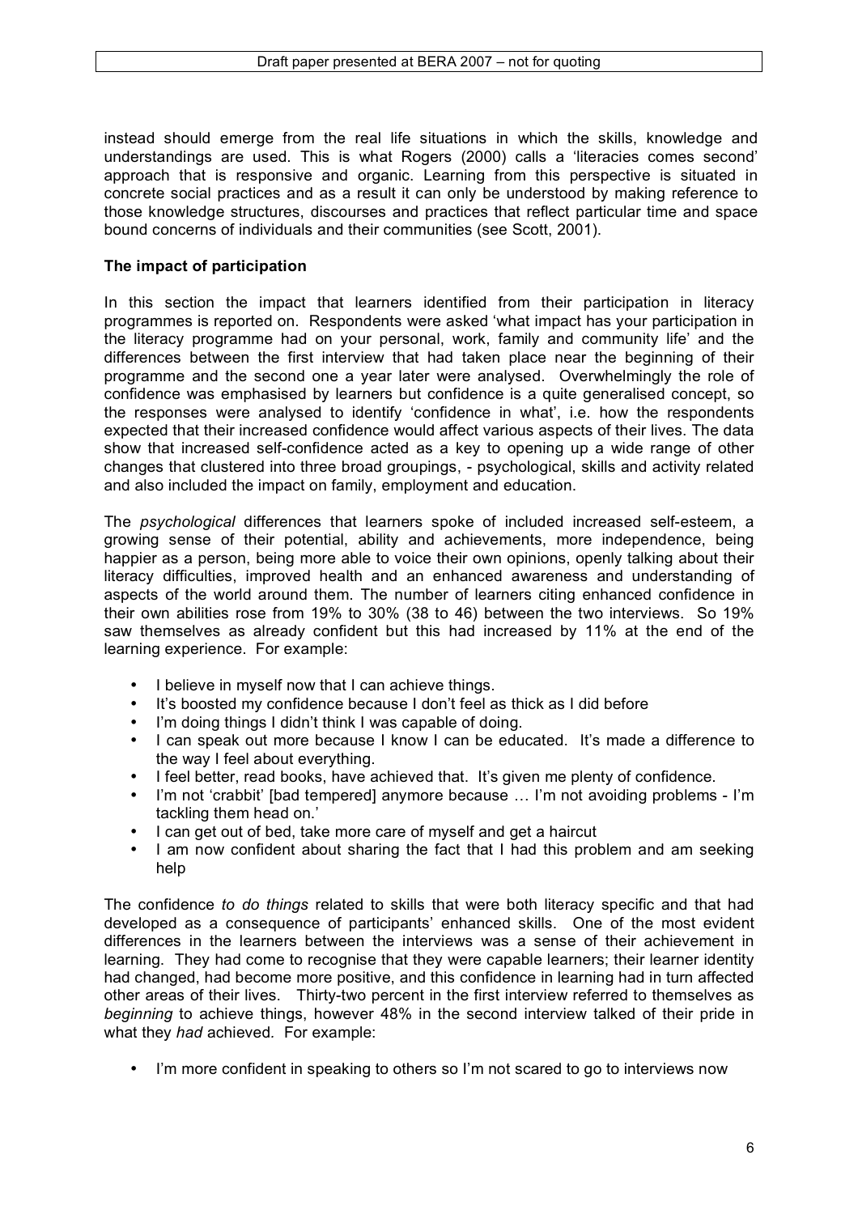instead should emerge from the real life situations in which the skills, knowledge and understandings are used. This is what Rogers (2000) calls a 'literacies comes second' approach that is responsive and organic. Learning from this perspective is situated in concrete social practices and as a result it can only be understood by making reference to those knowledge structures, discourses and practices that reflect particular time and space bound concerns of individuals and their communities (see Scott, 2001).

## The impact of participation

In this section the impact that learners identified from their participation in literacy programmes is reported on. Respondents were asked 'what impact has your participation in the literacy programme had on your personal, work, family and community life' and the differences between the first interview that had taken place near the beginning of their programme and the second one a year later were analysed. Overwhelmingly the role of confidence was emphasised by learners but confidence is a quite generalised concept, so the responses were analysed to identify 'confidence in what', i.e. how the respondents expected that their increased confidence would affect various aspects of their lives. The data show that increased self-confidence acted as a key to opening up a wide range of other changes that clustered into three broad groupings, - psychological, skills and activity related and also included the impact on family, employment and education.

The *psychological* differences that learners spoke of included increased self-esteem, a growing sense of their potential, ability and achievements, more independence, being happier as a person, being more able to voice their own opinions, openly talking about their literacy difficulties, improved health and an enhanced awareness and understanding of aspects of the world around them. The number of learners citing enhanced confidence in their own abilities rose from 19% to 30% (38 to 46) between the two interviews. So 19% saw themselves as already confident but this had increased by 11% at the end of the learning experience. For example:

- I believe in myself now that I can achieve things.
- It's boosted my confidence because I don't feel as thick as I did before
- I'm doing things I didn't think I was capable of doing.
- I can speak out more because I know I can be educated. It's made a difference to the way I feel about everything.
- I feel better, read books, have achieved that. It's given me plenty of confidence.
- I'm not 'crabbit' [bad tempered] anymore because … I'm not avoiding problems - I'm tackling them head on.'
- I can get out of bed, take more care of myself and get a haircut
- I am now confident about sharing the fact that I had this problem and am seeking help

The confidence *to do things* related to skills that were both literacy specific and that had developed as a consequence of participants' enhanced skills. One of the most evident differences in the learners between the interviews was a sense of their achievement in learning. They had come to recognise that they were capable learners; their learner identity had changed, had become more positive, and this confidence in learning had in turn affected other areas of their lives. Thirty-two percent in the first interview referred to themselves as *beginning* to achieve things, however 48% in the second interview talked of their pride in what they *had* achieved. For example:

- I'm more confident in speaking to others so I'm not scared to go to interviews now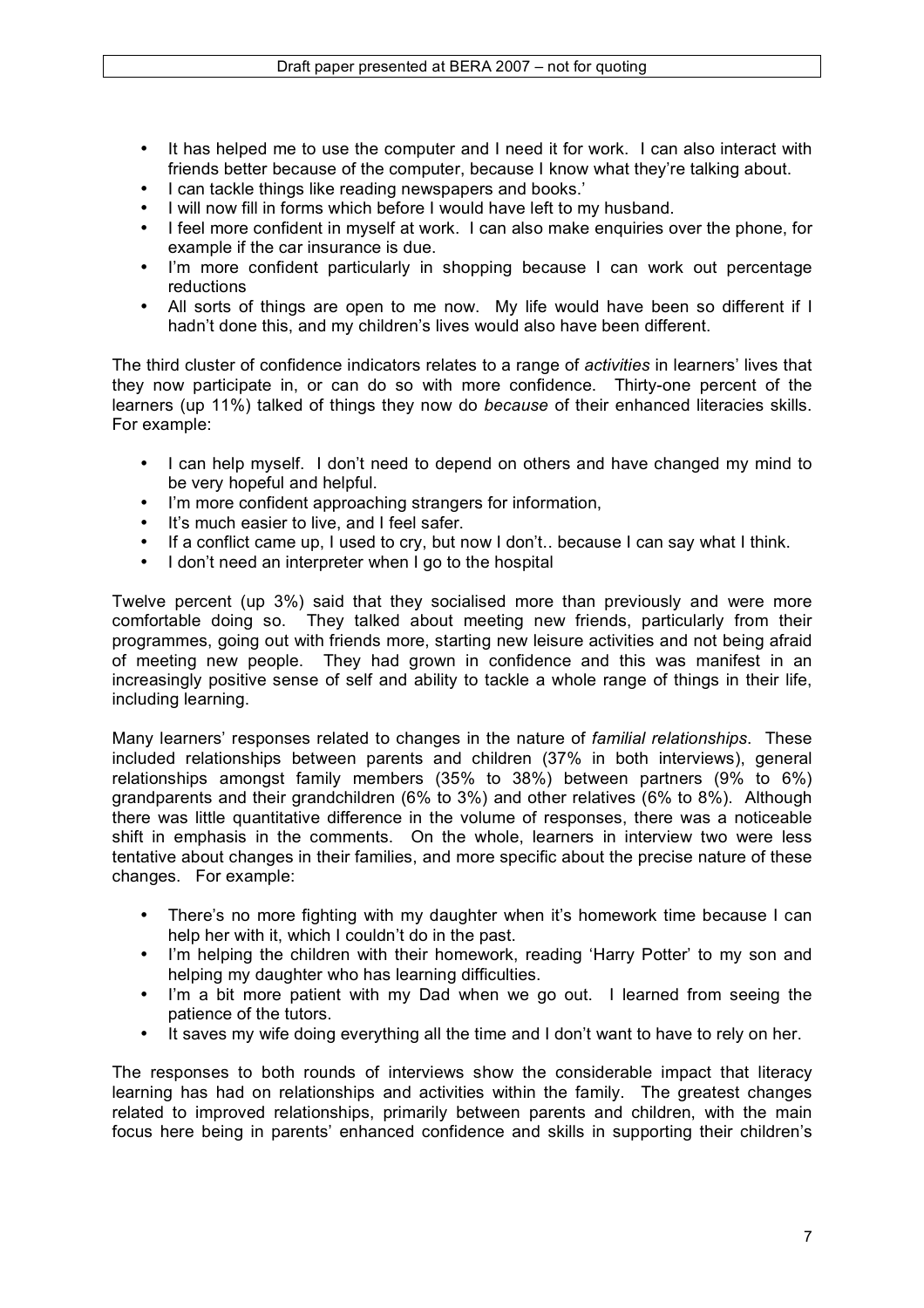- It has helped me to use the computer and I need it for work. I can also interact with friends better because of the computer, because I know what they're talking about.
- I can tackle things like reading newspapers and books.'
- I will now fill in forms which before I would have left to my husband.
- I feel more confident in myself at work. I can also make enquiries over the phone, for example if the car insurance is due.
- I'm more confident particularly in shopping because I can work out percentage reductions
- All sorts of things are open to me now. My life would have been so different if I hadn't done this, and my children's lives would also have been different.

The third cluster of confidence indicators relates to a range of *activities* in learners' lives that they now participate in, or can do so with more confidence. Thirty-one percent of the learners (up 11%) talked of things they now do *because* of their enhanced literacies skills. For example:

- I can help myself. I don't need to depend on others and have changed my mind to be very hopeful and helpful.
- I'm more confident approaching strangers for information,
- It's much easier to live, and I feel safer.
- If a conflict came up, I used to cry, but now I don't.. because I can say what I think.
- I don't need an interpreter when I go to the hospital

Twelve percent (up 3%) said that they socialised more than previously and were more comfortable doing so. They talked about meeting new friends, particularly from their programmes, going out with friends more, starting new leisure activities and not being afraid of meeting new people. They had grown in confidence and this was manifest in an increasingly positive sense of self and ability to tackle a whole range of things in their life, including learning.

Many learners' responses related to changes in the nature of *familial relationships*. These included relationships between parents and children (37% in both interviews), general relationships amongst family members (35% to 38%) between partners (9% to 6%) grandparents and their grandchildren (6% to 3%) and other relatives (6% to 8%). Although there was little quantitative difference in the volume of responses, there was a noticeable shift in emphasis in the comments. On the whole, learners in interview two were less tentative about changes in their families, and more specific about the precise nature of these changes. For example:

- There's no more fighting with my daughter when it's homework time because I can help her with it, which I couldn't do in the past.
- I'm helping the children with their homework, reading 'Harry Potter' to my son and helping my daughter who has learning difficulties.
- I'm a bit more patient with my Dad when we go out. I learned from seeing the patience of the tutors.
- It saves my wife doing everything all the time and I don't want to have to rely on her.

The responses to both rounds of interviews show the considerable impact that literacy learning has had on relationships and activities within the family. The greatest changes related to improved relationships, primarily between parents and children, with the main focus here being in parents' enhanced confidence and skills in supporting their children's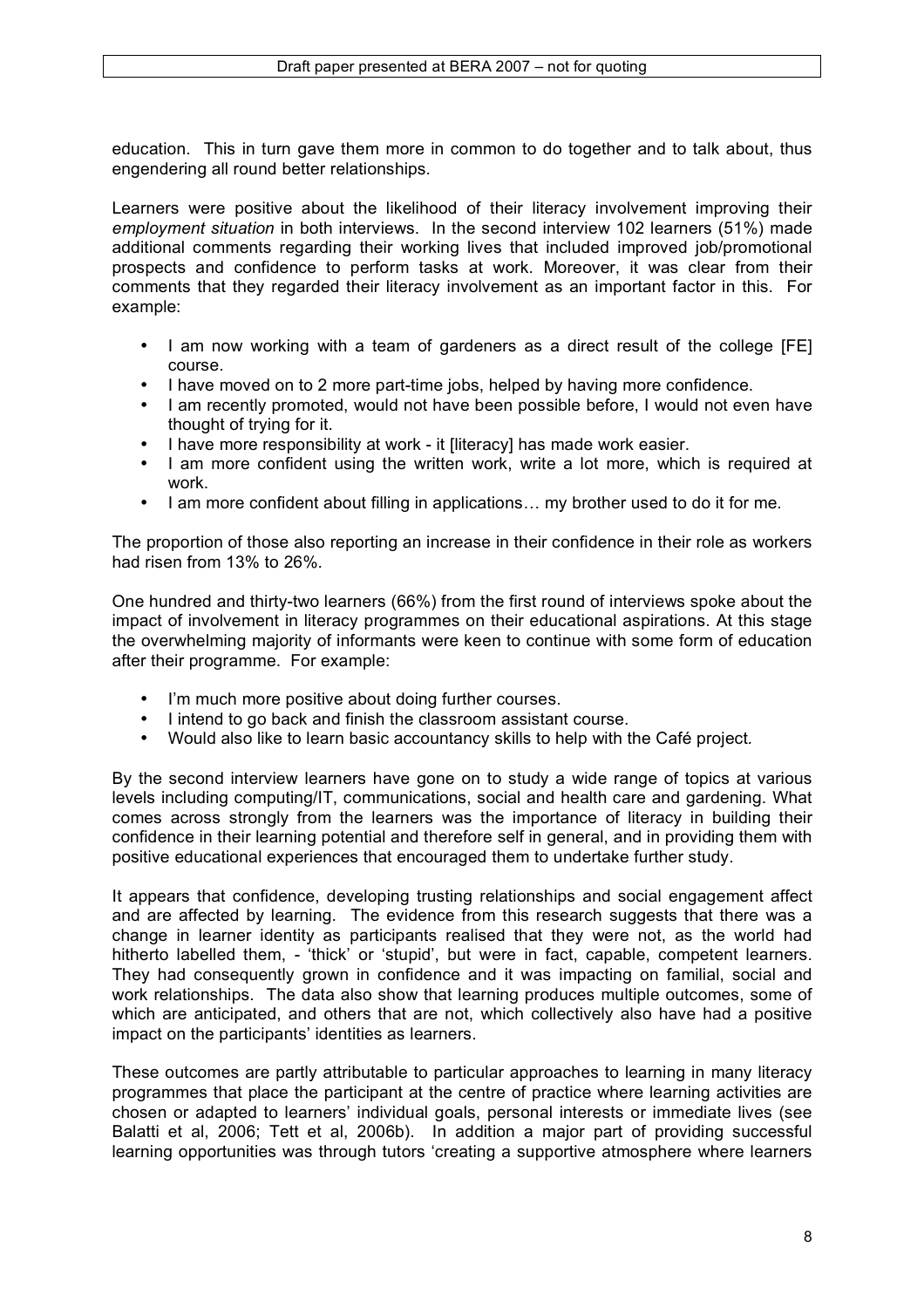education. This in turn gave them more in common to do together and to talk about, thus engendering all round better relationships.

Learners were positive about the likelihood of their literacy involvement improving their *employment situation* in both interviews. In the second interview 102 learners (51%) made additional comments regarding their working lives that included improved job/promotional prospects and confidence to perform tasks at work. Moreover, it was clear from their comments that they regarded their literacy involvement as an important factor in this. For example:

- I am now working with a team of gardeners as a direct result of the college [FE] course.
- I have moved on to 2 more part-time jobs, helped by having more confidence.
- I am recently promoted, would not have been possible before, I would not even have thought of trying for it.
- I have more responsibility at work - it [literacy] has made work easier.
- I am more confident using the written work, write a lot more, which is required at work.
- I am more confident about filling in applications… my brother used to do it for me.

The proportion of those also reporting an increase in their confidence in their role as workers had risen from 13% to 26%.

One hundred and thirty-two learners (66%) from the first round of interviews spoke about the impact of involvement in literacy programmes on their educational aspirations. At this stage the overwhelming majority of informants were keen to continue with some form of education after their programme. For example:

- I'm much more positive about doing further courses.
- I intend to go back and finish the classroom assistant course.
- Would also like to learn basic accountancy skills to help with the Café project*.*

By the second interview learners have gone on to study a wide range of topics at various levels including computing/IT, communications, social and health care and gardening. What comes across strongly from the learners was the importance of literacy in building their confidence in their learning potential and therefore self in general, and in providing them with positive educational experiences that encouraged them to undertake further study.

It appears that confidence, developing trusting relationships and social engagement affect and are affected by learning. The evidence from this research suggests that there was a change in learner identity as participants realised that they were not, as the world had hitherto labelled them, - 'thick' or 'stupid', but were in fact, capable, competent learners. They had consequently grown in confidence and it was impacting on familial, social and work relationships. The data also show that learning produces multiple outcomes, some of which are anticipated, and others that are not, which collectively also have had a positive impact on the participants' identities as learners.

These outcomes are partly attributable to particular approaches to learning in many literacy programmes that place the participant at the centre of practice where learning activities are chosen or adapted to learners' individual goals, personal interests or immediate lives (see Balatti et al, 2006; Tett et al, 2006b). In addition a major part of providing successful learning opportunities was through tutors 'creating a supportive atmosphere where learners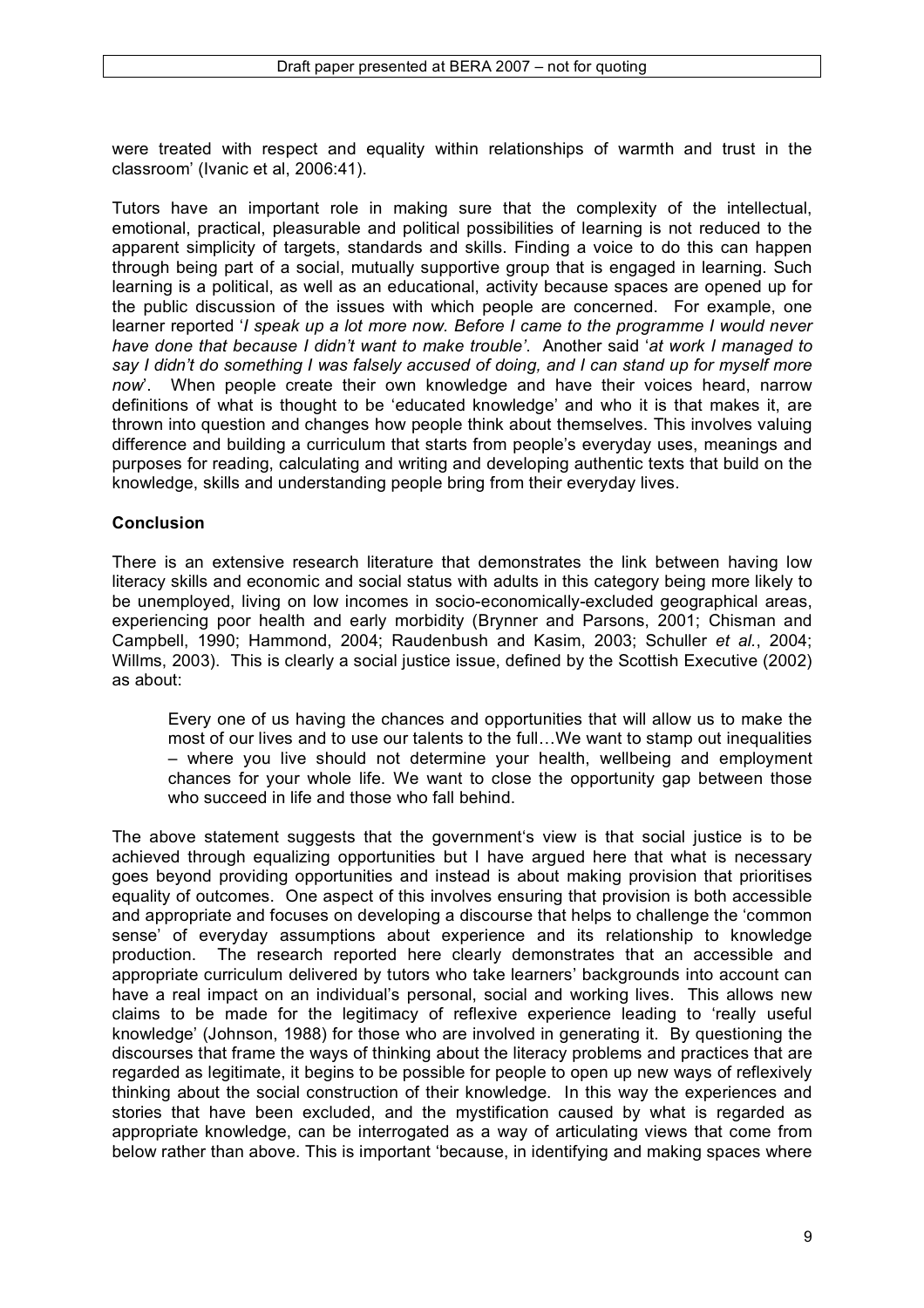were treated with respect and equality within relationships of warmth and trust in the classroom' (Ivanic et al, 2006:41).

Tutors have an important role in making sure that the complexity of the intellectual, emotional, practical, pleasurable and political possibilities of learning is not reduced to the apparent simplicity of targets, standards and skills. Finding a voice to do this can happen through being part of a social, mutually supportive group that is engaged in learning. Such learning is a political, as well as an educational, activity because spaces are opened up for the public discussion of the issues with which people are concerned. For example, one learner reported '*I speak up a lot more now. Before I came to the programme I would never have done that because I didn't want to make trouble'*. Another said '*at work I managed to say I didn't do something I was falsely accused of doing, and I can stand up for myself more now*'. When people create their own knowledge and have their voices heard, narrow definitions of what is thought to be 'educated knowledge' and who it is that makes it, are thrown into question and changes how people think about themselves. This involves valuing difference and building a curriculum that starts from people's everyday uses, meanings and purposes for reading, calculating and writing and developing authentic texts that build on the knowledge, skills and understanding people bring from their everyday lives.

**Conclusion**

There is an extensive research literature that demonstrates the link between having low literacy skills and economic and social status with adults in this category being more likely to be unemployed, living on low incomes in socio-economically-excluded geographical areas, experiencing poor health and early morbidity (Brynner and Parsons, 2001; Chisman and Campbell, 1990; Hammond, 2004; Raudenbush and Kasim, 2003; Schuller *et al.*, 2004; Willms, 2003). This is clearly a social justice issue, defined by the Scottish Executive (2002) as about:

> Every one of us having the chances and opportunities that will allow us to make the most of our lives and to use our talents to the full…We want to stamp out inequalities – where you live should not determine your health, wellbeing and employment chances for your whole life. We want to close the opportunity gap between those who succeed in life and those who fall behind.

The above statement suggests that the government's view is that social justice is to be achieved through equalizing opportunities but I have argued here that what is necessary goes beyond providing opportunities and instead is about making provision that prioritises equality of outcomes. One aspect of this involves ensuring that provision is both accessible and appropriate and focuses on developing a discourse that helps to challenge the 'common sense' of everyday assumptions about experience and its relationship to knowledge production. The research reported here clearly demonstrates that an accessible and appropriate curriculum delivered by tutors who take learners' backgrounds into account can have a real impact on an individual's personal, social and working lives. This allows new claims to be made for the legitimacy of reflexive experience leading to 'really useful knowledge' (Johnson, 1988) for those who are involved in generating it. By questioning the discourses that frame the ways of thinking about the literacy problems and practices that are regarded as legitimate, it begins to be possible for people to open up new ways of reflexively thinking about the social construction of their knowledge. In this way the experiences and stories that have been excluded, and the mystification caused by what is regarded as appropriate knowledge, can be interrogated as a way of articulating views that come from below rather than above. This is important 'because, in identifying and making spaces where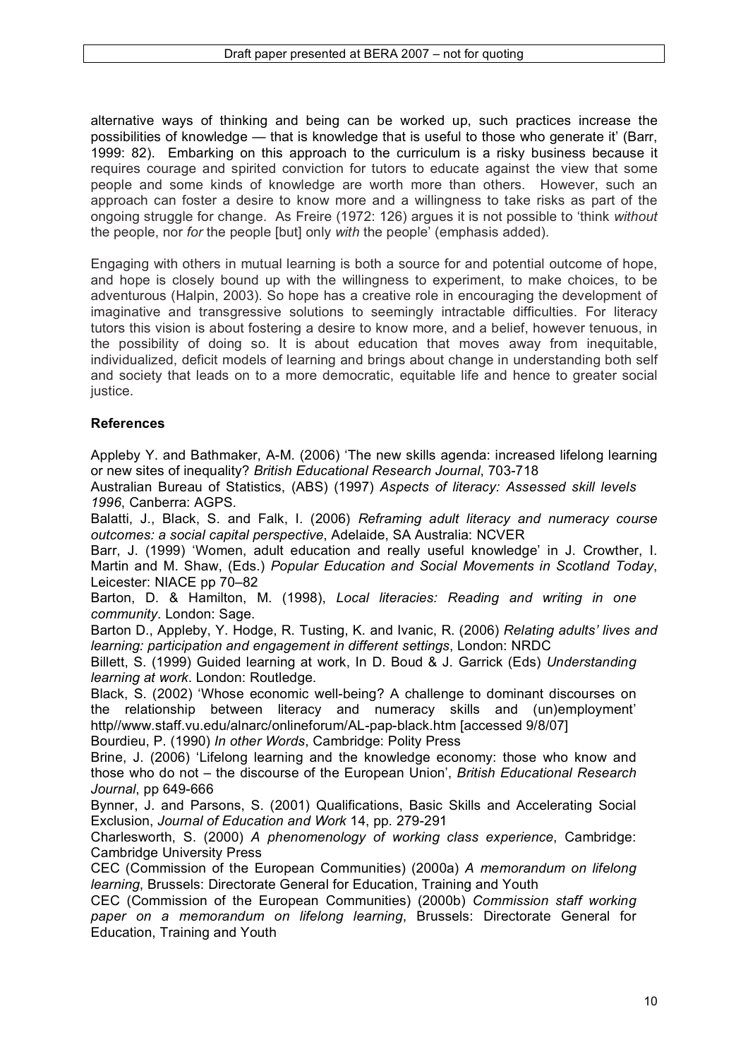alternative ways of thinking and being can be worked up, such practices increase the possibilities of knowledge — that is knowledge that is useful to those who generate it' (Barr, 1999: 82). Embarking on this approach to the curriculum is a risky business because it requires courage and spirited conviction for tutors to educate against the view that some people and some kinds of knowledge are worth more than others. However, such an approach can foster a desire to know more and a willingness to take risks as part of the ongoing struggle for change. As Freire (1972: 126) argues it is not possible to 'think *without* the people, nor *for* the people [but] only *with* the people' (emphasis added).

Engaging with others in mutual learning is both a source for and potential outcome of hope, and hope is closely bound up with the willingness to experiment, to make choices, to be adventurous (Halpin, 2003). So hope has a creative role in encouraging the development of imaginative and transgressive solutions to seemingly intractable difficulties. For literacy tutors this vision is about fostering a desire to know more, and a belief, however tenuous, in the possibility of doing so. It is about education that moves away from inequitable, individualized, deficit models of learning and brings about change in understanding both self and society that leads on to a more democratic, equitable life and hence to greater social justice.

**References**

Appleby Y. and Bathmaker, A-M. (2006) 'The new skills agenda: increased lifelong learning or new sites of inequality? *British Educational Research Journal*, 703-718

Australian Bureau of Statistics, (ABS) (1997) *Aspects of literacy: Assessed skill levels 1996*, Canberra: AGPS.

Balatti, J., Black, S. and Falk, I. (2006) *Reframing adult literacy and numeracy course outcomes: a social capital perspective*, Adelaide, SA Australia: NCVER

Barr, J. (1999) 'Women, adult education and really useful knowledge' in J. Crowther, I. Martin and M. Shaw, (Eds.) *Popular Education and Social Movements in Scotland Today*, Leicester: NIACE pp 70–82

Barton, D. & Hamilton, M. (1998), *Local literacies: Reading and writing in one community*. London: Sage.

Barton D., Appleby, Y. Hodge, R. Tusting, K. and Ivanic, R. (2006) *Relating adults' lives and learning: participation and engagement in different settings*, London: NRDC

Billett, S. (1999) Guided learning at work, In D. Boud & J. Garrick (Eds) *Understanding learning at work*. London: Routledge.

Black, S. (2002) 'Whose economic well-being? A challenge to dominant discourses on the relationship between literacy and numeracy skills and (un)employment' http//www.staff.vu.edu/alnarc/onlineforum/AL-pap-black.htm [accessed 9/8/07]

Bourdieu, P. (1990) *In other Words*, Cambridge: Polity Press

Brine, J. (2006) 'Lifelong learning and the knowledge economy: those who know and those who do not – the discourse of the European Union', *British Educational Research Journal*, pp 649-666

Bynner, J. and Parsons, S. (2001) Qualifications, Basic Skills and Accelerating Social Exclusion, *Journal of Education and Work* 14, pp. 279-291

Charlesworth, S. (2000) *A phenomenology of working class experience*, Cambridge: Cambridge University Press

CEC (Commission of the European Communities) (2000a) *A memorandum on lifelong learning*, Brussels: Directorate General for Education, Training and Youth

CEC (Commission of the European Communities) (2000b) *Commission staff working paper on a memorandum on lifelong learning*, Brussels: Directorate General for Education, Training and Youth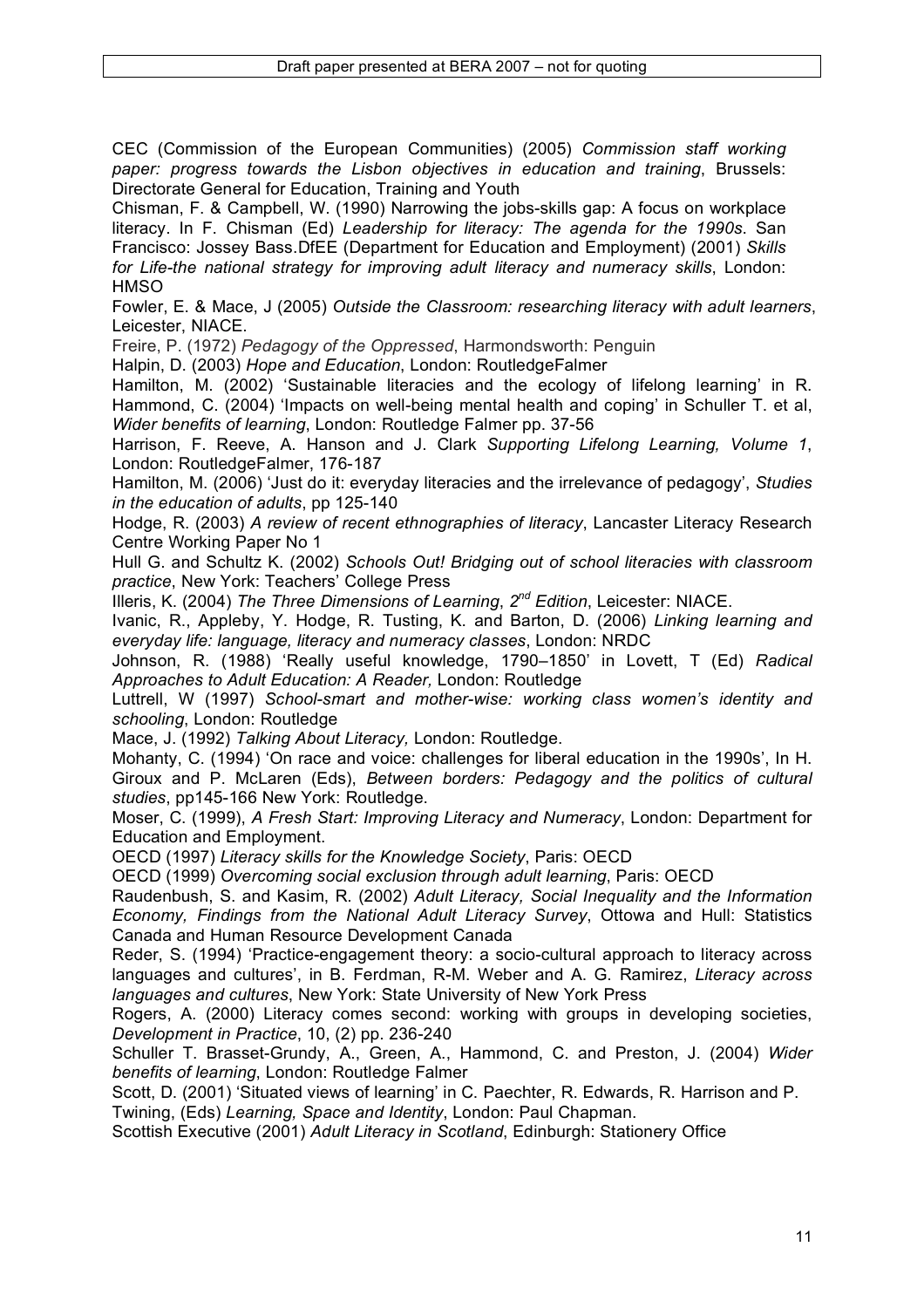CEC (Commission of the European Communities) (2005) *Commission staff working paper: progress towards the Lisbon objectives in education and training*, Brussels: Directorate General for Education, Training and Youth

Chisman, F. & Campbell, W. (1990) Narrowing the jobs-skills gap: A focus on workplace literacy. In F. Chisman (Ed) *Leadership for literacy: The agenda for the 1990s*. San Francisco: Jossey Bass.DfEE (Department for Education and Employment) (2001) *Skills for Life-the national strategy for improving adult literacy and numeracy skills*, London: HMSO

Fowler, E. & Mace, J (2005) *Outside the Classroom: researching literacy with adult learners*, Leicester, NIACE.

Freire, P. (1972) *Pedagogy of the Oppressed*, Harmondsworth: Penguin

Halpin, D. (2003) *Hope and Education*, London: RoutledgeFalmer

Hamilton, M. (2002) 'Sustainable literacies and the ecology of lifelong learning' in R. Hammond, C. (2004) 'Impacts on well-being mental health and coping' in Schuller T. et al, *Wider benefits of learning*, London: Routledge Falmer pp. 37-56

Harrison, F. Reeve, A. Hanson and J. Clark *Supporting Lifelong Learning, Volume 1*, London: RoutledgeFalmer, 176-187

Hamilton, M. (2006) 'Just do it: everyday literacies and the irrelevance of pedagogy', *Studies in the education of adults*, pp 125-140

Hodge, R. (2003) *A review of recent ethnographies of literacy*, Lancaster Literacy Research Centre Working Paper No 1

Hull G. and Schultz K. (2002) *Schools Out! Bridging out of school literacies with classroom practice*, New York: Teachers' College Press

Illeris, K. (2004) *The Three Dimensions of Learning*, *2nd Edition*, Leicester: NIACE.

Ivanic, R., Appleby, Y. Hodge, R. Tusting, K. and Barton, D. (2006) *Linking learning and everyday life: language, literacy and numeracy classes*, London: NRDC

Johnson, R. (1988) 'Really useful knowledge, 1790–1850' in Lovett, T (Ed) *Radical Approaches to Adult Education: A Reader,* London: Routledge

Luttrell, W (1997) *School-smart and mother-wise: working class women's identity and schooling*, London: Routledge

Mace, J. (1992) *Talking About Literacy,* London: Routledge.

Mohanty, C. (1994) 'On race and voice: challenges for liberal education in the 1990s', In H. Giroux and P. McLaren (Eds), *Between borders: Pedagogy and the politics of cultural studies*, pp145-166 New York: Routledge.

Moser, C. (1999), *A Fresh Start: Improving Literacy and Numeracy*, London: Department for Education and Employment.

OECD (1997) *Literacy skills for the Knowledge Society*, Paris: OECD

OECD (1999) *Overcoming social exclusion through adult learning*, Paris: OECD

Raudenbush, S. and Kasim, R. (2002) *Adult Literacy, Social Inequality and the Information Economy, Findings from the National Adult Literacy Survey*, Ottowa and Hull: Statistics Canada and Human Resource Development Canada

Reder, S. (1994) 'Practice-engagement theory: a socio-cultural approach to literacy across languages and cultures', in B. Ferdman, R-M. Weber and A. G. Ramirez, *Literacy across languages and cultures*, New York: State University of New York Press

Rogers, A. (2000) Literacy comes second: working with groups in developing societies, *Development in Practice*, 10, (2) pp. 236-240

Schuller T. Brasset-Grundy, A., Green, A., Hammond, C. and Preston, J. (2004) *Wider benefits of learning*, London: Routledge Falmer

Scott, D. (2001) 'Situated views of learning' in C. Paechter, R. Edwards, R. Harrison and P. Twining, (Eds) *Learning, Space and Identity*, London: Paul Chapman.

Scottish Executive (2001) *Adult Literacy in Scotland*, Edinburgh: Stationery Office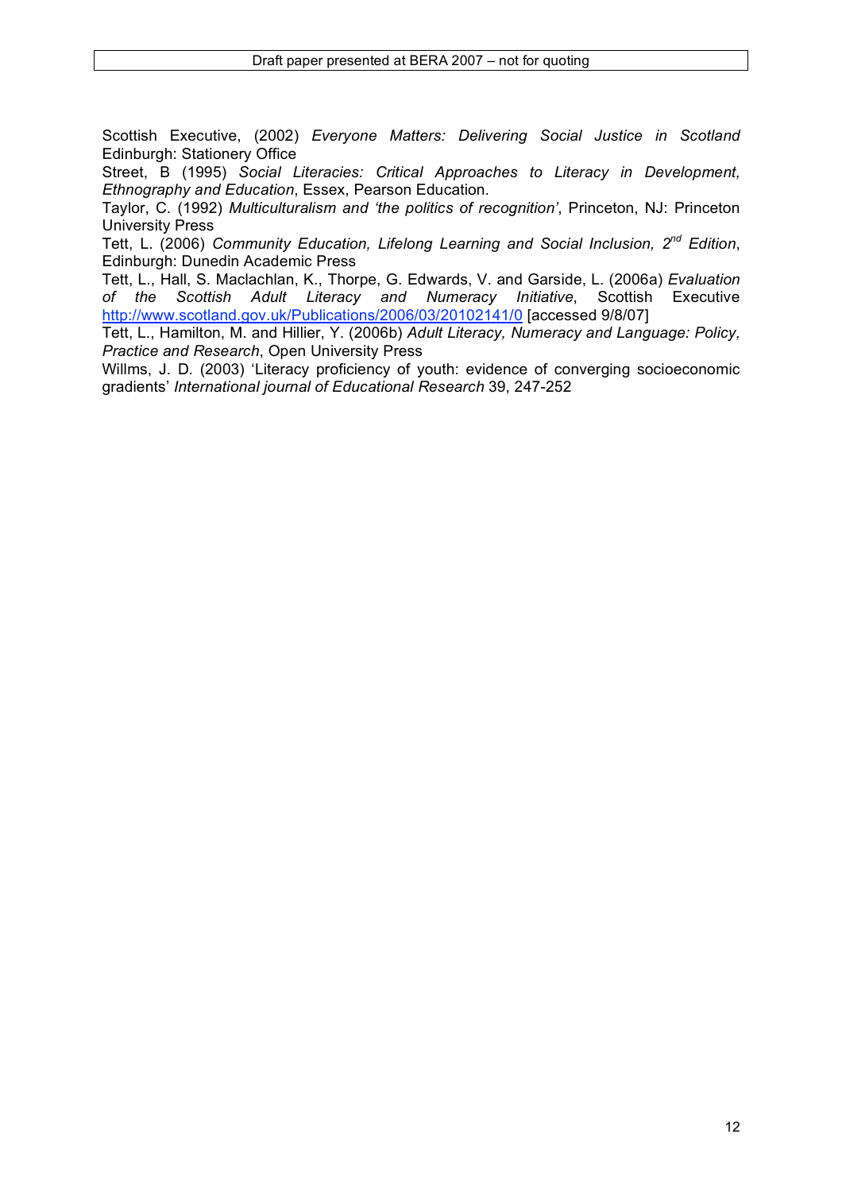Scottish Executive, (2002) *Everyone Matters: Delivering Social Justice in Scotland* Edinburgh: Stationery Office

Street, B (1995) *Social Literacies: Critical Approaches to Literacy in Development, Ethnography and Education*, Essex, Pearson Education.

Taylor, C. (1992) *Multiculturalism and 'the politics of recognition'*, Princeton, NJ: Princeton University Press

Tett, L. (2006) *Community Education, Lifelong Learning and Social Inclusion, 2nd Edition*, Edinburgh: Dunedin Academic Press

Tett, L., Hall, S. Maclachlan, K., Thorpe, G. Edwards, V. and Garside, L. (2006a) *Evaluation of the Scottish Adult Literacy and Numeracy Initiative*, Scottish Executive http://www.scotland.gov.uk/Publications/2006/03/20102141/0 [accessed 9/8/07]

Tett, L., Hamilton, M. and Hillier, Y. (2006b) *Adult Literacy, Numeracy and Language: Policy, Practice and Research*, Open University Press

Willms, J. D. (2003) 'Literacy proficiency of youth: evidence of converging socioeconomic gradients' *International journal of Educational Research* 39, 247-252